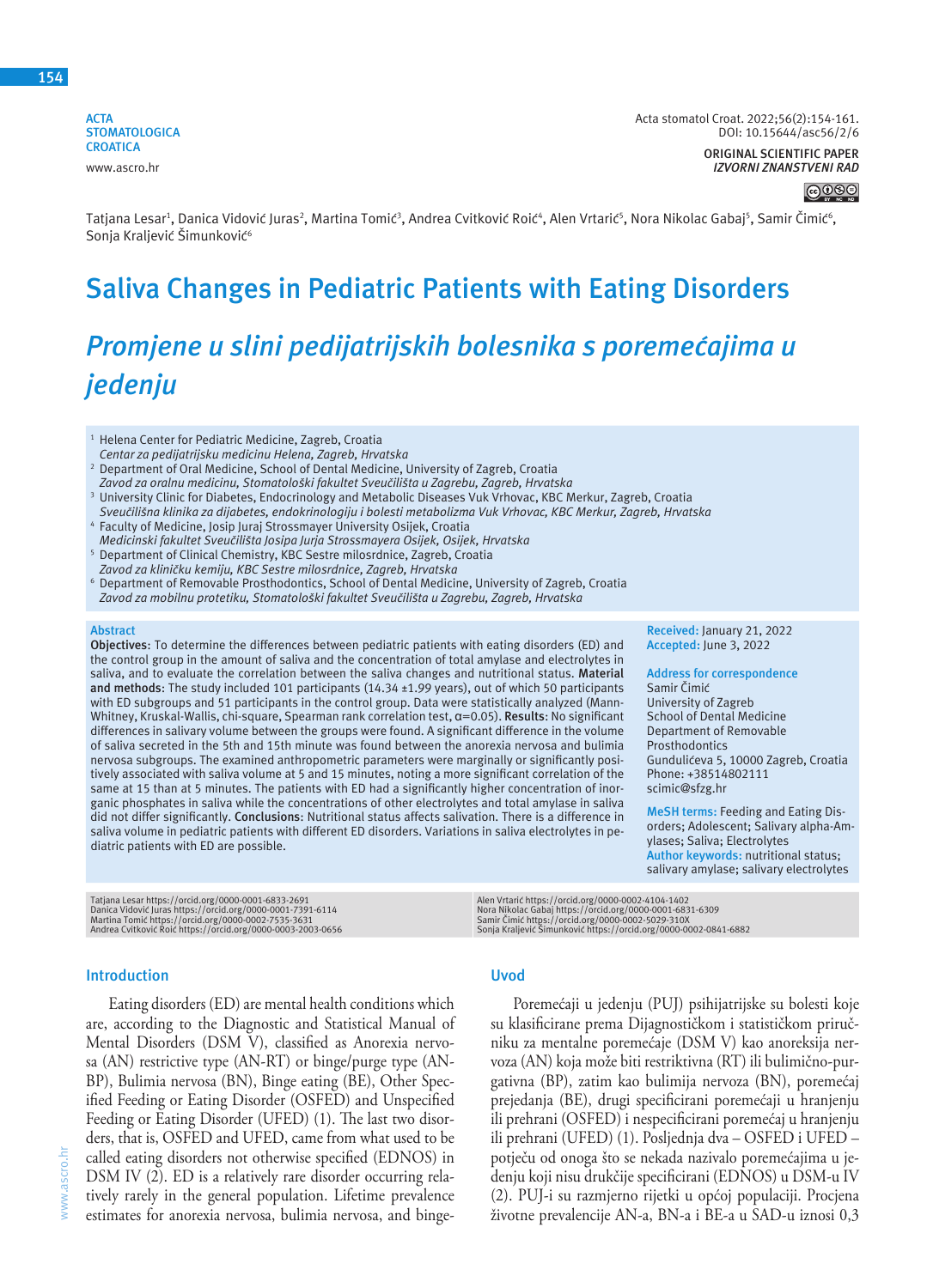ACTA STOMATOLOGICA CROATICA
www.ascro.hr

Acta stomatol Croat. 2022;56(2):154-161.
DOI: 10.15644/asc56/2/6

ORIGINAL SCIENTIFIC PAPER
*IZVORNI ZNANSTVENI RAD*

Tatjana Lesar[1], Danica Vidović Juras[2], Martina Tomić[3], Andrea Cvitković Roić[4], Alen Vrtarić[5], Nora Nikolac Gabaj[5], Samir Čimić[6], Sonja Kraljević Šimunković[6]

# Saliva Changes in Pediatric Patients with Eating Disorders

# *Promjene u slini pedijatrijskih bolesnika s poremećajima u jedenju*

[1] Helena Center for Pediatric Medicine, Zagreb, Croatia
*Centar za pedijatrijsku medicinu Helena, Zagreb, Hrvatska*

[2] Department of Oral Medicine, School of Dental Medicine, University of Zagreb, Croatia
*Zavod za oralnu medicinu, Stomatološki fakultet Sveučilišta u Zagrebu, Zagreb, Hrvatska*

[3] University Clinic for Diabetes, Endocrinology and Metabolic Diseases Vuk Vrhovac, KBC Merkur, Zagreb, Croatia
*Sveučilišna klinika za dijabetes, endokrinologiju i bolesti metabolizma Vuk Vrhovac, KBC Merkur, Zagreb, Hrvatska*

[4] Faculty of Medicine, Josip Juraj Strossmayer University Osijek, Croatia
*Medicinski fakultet Sveučilišta Josipa Jurja Strossmayera Osijek, Osijek, Hrvatska*

[5] Department of Clinical Chemistry, KBC Sestre milosrdnice, Zagreb, Croatia
*Zavod za kliničku kemiju, KBC Sestre milosrdnice, Zagreb, Hrvatska*

[6] Department of Removable Prosthodontics, School of Dental Medicine, University of Zagreb, Croatia
*Zavod za mobilnu protetiku, Stomatološki fakultet Sveučilišta u Zagrebu, Zagreb, Hrvatska*

## Abstract

**Objectives**: To determine the differences between pediatric patients with eating disorders (ED) and the control group in the amount of saliva and the concentration of total amylase and electrolytes in saliva, and to evaluate the correlation between the saliva changes and nutritional status. **Material and methods**: The study included 101 participants (14.34 ±1.99 years), out of which 50 participants with ED subgroups and 51 participants in the control group. Data were statistically analyzed (Mann-Whitney, Kruskal-Wallis, chi-square, Spearman rank correlation test, α=0.05). **Results**: No significant differences in salivary volume between the groups were found. A significant difference in the volume of saliva secreted in the 5th and 15th minute was found between the anorexia nervosa and bulimia nervosa subgroups. The examined anthropometric parameters were marginally or significantly positively associated with saliva volume at 5 and 15 minutes, noting a more significant correlation of the same at 15 than at 5 minutes. The patients with ED had a significantly higher concentration of inorganic phosphates in saliva while the concentrations of other electrolytes and total amylase in saliva did not differ significantly. **Conclusions**: Nutritional status affects salivation. There is a difference in saliva volume in pediatric patients with different ED disorders. Variations in saliva electrolytes in pediatric patients with ED are possible.

**Received:** January 21, 2022
**Accepted:** June 3, 2022

**Address for correspondence**
Samir Čimić
University of Zagreb
School of Dental Medicine
Department of Removable Prosthodontics
Gundulićeva 5, 10000 Zagreb, Croatia
Phone: +38514802111
scimic@sfzg.hr

**MeSH terms:** Feeding and Eating Disorders; Adolescent; Salivary alpha-Amylases; Saliva; Electrolytes
**Author keywords:** nutritional status; salivary amylase; salivary electrolytes

Tatjana Lesar https://orcid.org/0000-0001-6833-2691
Danica Vidović Juras https://orcid.org/0000-0001-7391-6114
Martina Tomić https://orcid.org/0000-0002-7535-3631
Andrea Cvitković Roić https://orcid.org/0000-0003-2003-0656
Alen Vrtarić https://orcid.org/0000-0002-4104-1402
Nora Nikolac Gabaj https://orcid.org/0000-0001-6831-6309
Samir Čimić https://orcid.org/0000-0002-5029-310X
Sonja Kraljević Šimunković https://orcid.org/0000-0002-0841-6882

## Introduction

Eating disorders (ED) are mental health conditions which are, according to the Diagnostic and Statistical Manual of Mental Disorders (DSM V), classified as Anorexia nervosa (AN) restrictive type (AN-RT) or binge/purge type (AN-BP), Bulimia nervosa (BN), Binge eating (BE), Other Specified Feeding or Eating Disorder (OSFED) and Unspecified Feeding or Eating Disorder (UFED) (1). The last two disorders, that is, OSFED and UFED, came from what used to be called eating disorders not otherwise specified (EDNOS) in DSM IV (2). ED is a relatively rare disorder occurring relatively rarely in the general population. Lifetime prevalence estimates for anorexia nervosa, bulimia nervosa, and binge-

## Uvod

Poremećaji u jedenju (PUJ) psihijatrijske su bolesti koje su klasificirane prema Dijagnostičkom i statističkom priručniku za mentalne poremećaje (DSM V) kao anoreksija nervoza (AN) koja može biti restriktivna (RT) ili bulimično-purgativna (BP), zatim kao bulimija nervoza (BN), poremećaj prejedanja (BE), drugi specificirani poremećaji u hranjenju ili prehrani (OSFED) i nespecificirani poremećaj u hranjenju ili prehrani (UFED) (1). Posljednja dva – OSFED i UFED – potječu od onoga što se nekada nazivalo poremećajima u jedenju koji nisu drukčije specificirani (EDNOS) u DSM-u IV (2). PUJ-i su razmjerno rijetki u općoj populaciji. Procjena životne prevalencije AN-a, BN-a i BE-a u SAD-u iznosi 0,3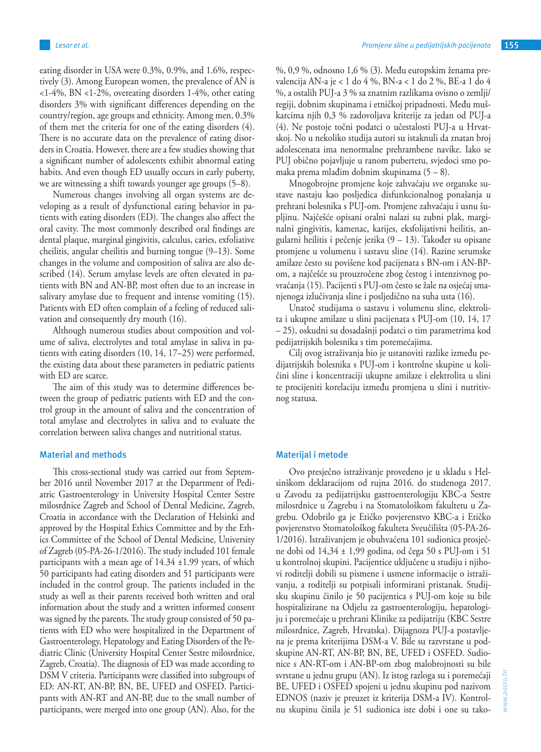eating disorder in USA were 0.3%, 0.9%, and 1.6%, respectively (3). Among European women, the prevalence of AN is <1-4%, BN <1-2%, overeating disorders 1-4%, other eating disorders 3% with significant differences depending on the country/region, age groups and ethnicity. Among men, 0.3% of them met the criteria for one of the eating disorders (4). There is no accurate data on the prevalence of eating disorders in Croatia. However, there are a few studies showing that a significant number of adolescents exhibit abnormal eating habits. And even though ED usually occurs in early puberty, we are witnessing a shift towards younger age groups (5–8).

Numerous changes involving all organ systems are developing as a result of dysfunctional eating behavior in patients with eating disorders (ED). The changes also affect the oral cavity. The most commonly described oral findings are dental plaque, marginal gingivitis, calculus, caries, exfoliative cheilitis, angular cheilitis and burning tongue (9–13). Some changes in the volume and composition of saliva are also described (14). Serum amylase levels are often elevated in patients with BN and AN-BP, most often due to an increase in salivary amylase due to frequent and intense vomiting (15). Patients with ED often complain of a feeling of reduced salivation and consequently dry mouth (16).

Although numerous studies about composition and volume of saliva, electrolytes and total amylase in saliva in patients with eating disorders (10, 14, 17–25) were performed, the existing data about these parameters in pediatric patients with ED are scarce.

The aim of this study was to determine differences between the group of pediatric patients with ED and the control group in the amount of saliva and the concentration of total amylase and electrolytes in saliva and to evaluate the correlation between saliva changes and nutritional status.

## Material and methods

This cross-sectional study was carried out from September 2016 until November 2017 at the Department of Pediatric Gastroenterology in University Hospital Center Sestre milosrdnice Zagreb and School of Dental Medicine, Zagreb, Croatia in accordance with the Declaration of Helsinki and approved by the Hospital Ethics Committee and by the Ethics Committee of the School of Dental Medicine, University of Zagreb (05-PA-26-1/2016). The study included 101 female participants with a mean age of 14.34 ±1.99 years, of which 50 participants had eating disorders and 51 participants were included in the control group. The patients included in the study as well as their parents received both written and oral information about the study and a written informed consent was signed by the parents. The study group consisted of 50 patients with ED who were hospitalized in the Department of Gastroenterology, Hepatology and Eating Disorders of the Pediatric Clinic (University Hospital Center Sestre milosrdnice, Zagreb, Croatia). The diagnosis of ED was made according to DSM V criteria. Participants were classified into subgroups of ED: AN-RT, AN-BP, BN, BE, UFED and OSFED. Participants with AN-RT and AN-BP, due to the small number of participants, were merged into one group (AN). Also, for the

%, 0,9 %, odnosno 1,6 % (3). Među europskim ženama prevalencija AN-a je < 1 do 4 %, BN-a < 1 do 2 %, BE-a 1 do 4 %, a ostalih PUJ-a 3 % sa znatnim razlikama ovisno o zemlji/regiji, dobnim skupinama i etničkoj pripadnosti. Među muškarcima njih 0,3 % zadovoljava kriterije za jedan od PUJ-a (4). Ne postoje točni podatci o učestalosti PUJ-a u Hrvatskoj. No u nekoliko studija autori su istaknuli da znatan broj adolescenata ima nenormalne prehrambene navike. Iako se PUJ obično pojavljuje u ranom pubertetu, svjedoci smo pomaka prema mlađim dobnim skupinama (5 – 8).

Mnogobrojne promjene koje zahvaćaju sve organske sustave nastaju kao posljedica disfunkcionalnog ponašanja u prehrani bolesnika s PUJ-om. Promjene zahvaćaju i usnu šupljinu. Najčešće opisani oralni nalazi su zubni plak, marginalni gingivitis, kamenac, karijes, eksfolijativni heilitis, angularni heilitis i pečenje jezika (9 – 13). Također su opisane promjene u volumenu i sastavu sline (14). Razine serumske amilaze često su povišene kod pacijenata s BN-om i AN-BP-om, a najčešće su prouzročene zbog čestog i intenzivnog povraćanja (15). Pacijenti s PUJ-om često se žale na osjećaj smanjenoga izlučivanja sline i posljedično na suha usta (16).

Unatoč studijama o sastavu i volumenu sline, elektrolita i ukupne amilaze u slini pacijenata s PUJ-om (10, 14, 17 – 25), oskudni su dosadašnji podatci o tim parametrima kod pedijatrijskih bolesnika s tim poremećajima.

Cilj ovog istraživanja bio je ustanoviti razlike između pedijatrijskih bolesnika s PUJ-om i kontrolne skupine u količini sline i koncentraciji ukupne amilaze i elektrolita u slini te procijeniti korelaciju između promjena u slini i nutritivnog statusa.

## Materijal i metode

Ovo presječno istraživanje provedeno je u skladu s Helsinškom deklaracijom od rujna 2016. do studenoga 2017. u Zavodu za pedijatrijsku gastroenterologiju KBC-a Sestre milosrdnice u Zagrebu i na Stomatološkom fakultetu u Zagrebu. Odobrilo ga je Etičko povjerenstvo KBC-a i Etičko povjerenstvo Stomatološkog fakulteta Sveučilišta (05-PA-26-1/2016). Istraživanjem je obuhvaćena 101 sudionica prosječne dobi od 14,34 ± 1,99 godina, od čega 50 s PUJ-om i 51 u kontrolnoj skupini. Pacijentice uključene u studiju i njihovi roditelji dobili su pismene i usmene informacije o istraživanju, a roditelji su potpisali informirani pristanak. Studijsku skupinu činilo je 50 pacijentica s PUJ-om koje su bile hospitalizirane na Odjelu za gastroenterologiju, hepatologiju i poremećaje u prehrani Klinike za pedijatriju (KBC Sestre milosrdnice, Zagreb, Hrvatska). Dijagnoza PUJ-a postavljena je prema kriterijima DSM-a V. Bile su razvrstane u podskupine AN-RT, AN-BP, BN, BE, UFED i OSFED. Sudionice s AN-RT-om i AN-BP-om zbog malobrojnosti su bile svrstane u jednu grupu (AN). Iz istog razloga su i poremećaji BE, UFED i OSFED spojeni u jednu skupinu pod nazivom EDNOS (naziv je preuzet iz kriterija DSM-a IV). Kontrolnu skupinu činila je 51 sudionica iste dobi i one su tako-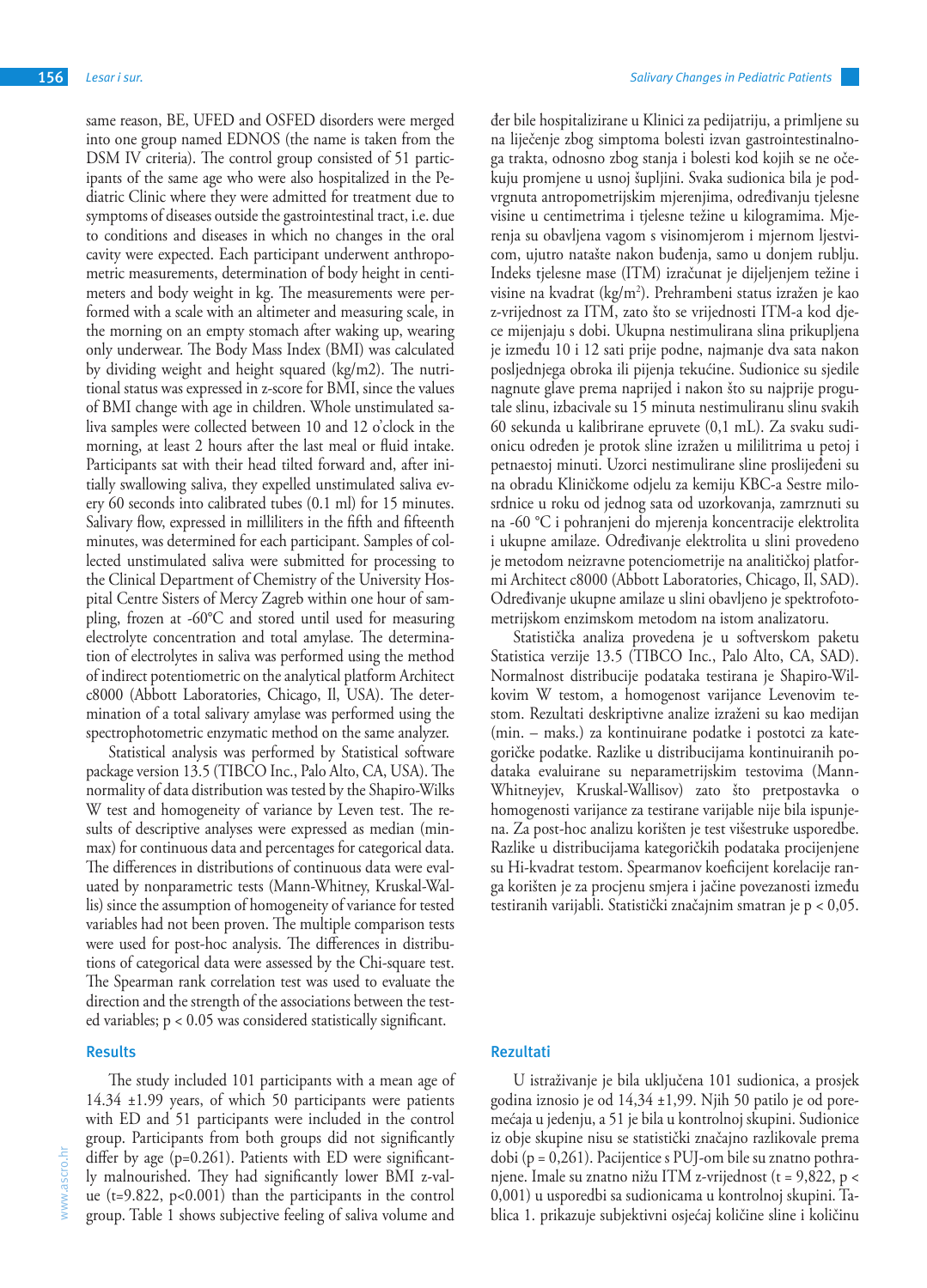same reason, BE, UFED and OSFED disorders were merged into one group named EDNOS (the name is taken from the DSM IV criteria). The control group consisted of 51 participants of the same age who were also hospitalized in the Pediatric Clinic where they were admitted for treatment due to symptoms of diseases outside the gastrointestinal tract, i.e. due to conditions and diseases in which no changes in the oral cavity were expected. Each participant underwent anthropometric measurements, determination of body height in centimeters and body weight in kg. The measurements were performed with a scale with an altimeter and measuring scale, in the morning on an empty stomach after waking up, wearing only underwear. The Body Mass Index (BMI) was calculated by dividing weight and height squared (kg/m2). The nutritional status was expressed in z-score for BMI, since the values of BMI change with age in children. Whole unstimulated saliva samples were collected between 10 and 12 o'clock in the morning, at least 2 hours after the last meal or fluid intake. Participants sat with their head tilted forward and, after initially swallowing saliva, they expelled unstimulated saliva every 60 seconds into calibrated tubes (0.1 ml) for 15 minutes. Salivary flow, expressed in milliliters in the fifth and fifteenth minutes, was determined for each participant. Samples of collected unstimulated saliva were submitted for processing to the Clinical Department of Chemistry of the University Hospital Centre Sisters of Mercy Zagreb within one hour of sampling, frozen at -60°C and stored until used for measuring electrolyte concentration and total amylase. The determination of electrolytes in saliva was performed using the method of indirect potentiometric on the analytical platform Architect c8000 (Abbott Laboratories, Chicago, Il, USA). The determination of a total salivary amylase was performed using the spectrophotometric enzymatic method on the same analyzer.

Statistical analysis was performed by Statistical software package version 13.5 (TIBCO Inc., Palo Alto, CA, USA). The normality of data distribution was tested by the Shapiro-Wilks W test and homogeneity of variance by Leven test. The results of descriptive analyses were expressed as median (min-max) for continuous data and percentages for categorical data. The differences in distributions of continuous data were evaluated by nonparametric tests (Mann-Whitney, Kruskal-Wallis) since the assumption of homogeneity of variance for tested variables had not been proven. The multiple comparison tests were used for post-hoc analysis. The differences in distributions of categorical data were assessed by the Chi-square test. The Spearman rank correlation test was used to evaluate the direction and the strength of the associations between the tested variables; $p < 0.05$ was considered statistically significant.

## Results

The study included 101 participants with a mean age of 14.34 ±1.99 years, of which 50 participants were patients with ED and 51 participants were included in the control group. Participants from both groups did not significantly differ by age (p=0.261). Patients with ED were significantly malnourished. They had significantly lower BMI z-value (t=9.822, p<0.001) than the participants in the control group. Table 1 shows subjective feeling of saliva volume and

đer bile hospitalizirane u Klinici za pedijatriju, a primljene su na liječenje zbog simptoma bolesti izvan gastrointestinalnoga trakta, odnosno zbog stanja i bolesti kod kojih se ne očekuju promjene u usnoj šupljini. Svaka sudionica bila je podvrgnuta antropometrijskim mjerenjima, određivanju tjelesne visine u centimetrima i tjelesne težine u kilogramima. Mjerenja su obavljena vagom s visinomjerom i mjernom ljestvicom, ujutro natašte nakon buđenja, samo u donjem rublju. Indeks tjelesne mase (ITM) izračunat je dijeljenjem težine i visine na kvadrat (kg/m$^2$). Prehrambeni status izražen je kao z-vrijednost za ITM, zato što se vrijednosti ITM-a kod djece mijenjaju s dobi. Ukupna nestimulirana slina prikupljena je između 10 i 12 sati prije podne, najmanje dva sata nakon posljednjega obroka ili pijenja tekućine. Sudionice su sjedile nagnute glave prema naprijed i nakon što su najprije progutale slinu, izbacivale su 15 minuta nestimuliranu slinu svakih 60 sekunda u kalibrirane epruvete (0,1 mL). Za svaku sudionicu određen je protok sline izražen u mililitrima u petoj i petnaestoj minuti. Uzorci nestimulirane sline proslijeđeni su na obradu Kliničkom odjelu za kemiju KBC-a Sestre milosrdnice u roku od jednog sata od uzorkovanja, zamrznuti su na -60 °C i pohranjeni do mjerenja koncentracije elektrolita i ukupne amilaze. Određivanje elektrolita u slini provedeno je metodom neizravne potenciometrije na analitičkoj platformi Architect c8000 (Abbott Laboratories, Chicago, Il, SAD). Određivanje ukupne amilaze u slini obavljeno je spektrofotometrijskom enzimskom metodom na istom analizatoru.

Statistička analiza provedena je u softverskom paketu Statistica verzije 13.5 (TIBCO Inc., Palo Alto, CA, SAD). Normalnost distribucije podataka testirana je Shapiro-Wilkovim W testom, a homogenost varijance Levenovim testom. Rezultati deskriptivne analize izraženi su kao medijan (min. – maks.) za kontinuirane podatke i postotci za kategoričke podatke. Razlike u distribucijama kontinuiranih podataka evaluirane su neparametrijskim testovima (Mann-Whitneyjev, Kruskal-Wallisov) zato što pretpostavka o homogenosti varijance za testirane varijable nije bila ispunjena. Za post-hoc analizu korišten je test višestruke usporedbe. Razlike u distribucijama kategoričkih podataka procijenjene su Hi-kvadrat testom. Spearmanov koeficijent korelacije ranga korišten je za procjenu smjera i jačine povezanosti između testiranih varijabli. Statistički značajnim smatran je $p < 0,05$.

## Rezultati

U istraživanje je bila uključena 101 sudionica, a prosjek godina iznosio je od 14,34 ±1,99. Njih 50 patilo je od poremećaja u jedenju, a 51 je bila u kontrolnoj skupini. Sudionice iz obje skupine nisu se statistički značajno razlikovale prema dobi (p = 0,261). Pacijentice s PUJ-om bile su znatno pothranjene. Imale su znatno nižu ITM z-vrijednost (t = 9,822, p < 0,001) u usporedbi sa sudionicama u kontrolnoj skupini. Tablica 1. prikazuje subjektivni osjećaj količine sline i količinu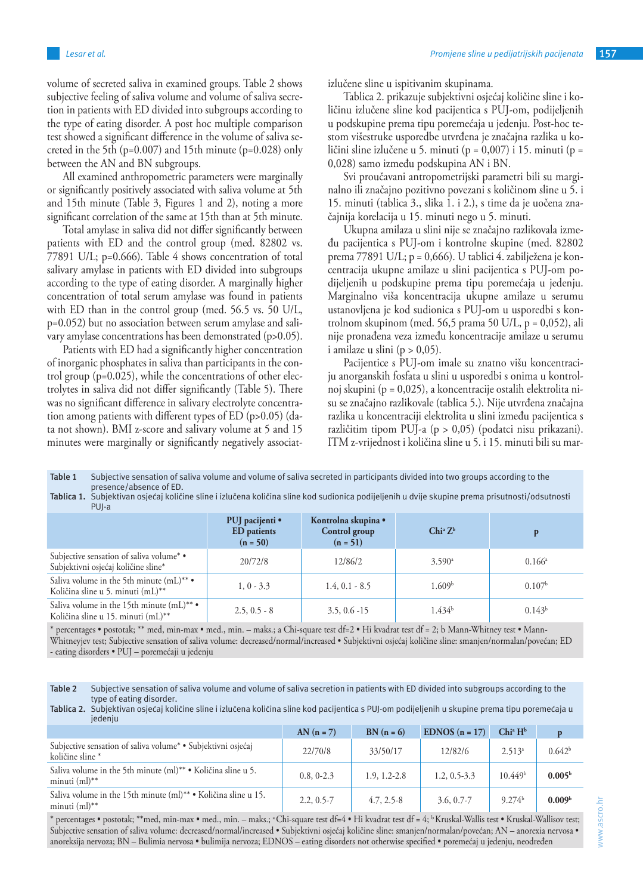volume of secreted saliva in examined groups. Table 2 shows subjective feeling of saliva volume and volume of saliva secretion in patients with ED divided into subgroups according to the type of eating disorder. A post hoc multiple comparison test showed a significant difference in the volume of saliva secreted in the 5th (p=0.007) and 15th minute (p=0.028) only between the AN and BN subgroups.

All examined anthropometric parameters were marginally or significantly positively associated with saliva volume at 5th and 15th minute (Table 3, Figures 1 and 2), noting a more significant correlation of the same at 15th than at 5th minute.

Total amylase in saliva did not differ significantly between patients with ED and the control group (med. 82802 vs. 77891 U/L; p=0.666). Table 4 shows concentration of total salivary amylase in patients with ED divided into subgroups according to the type of eating disorder. A marginally higher concentration of total serum amylase was found in patients with ED than in the control group (med. 56.5 vs. 50 U/L, p=0.052) but no association between serum amylase and salivary amylase concentrations has been demonstrated (p>0.05).

Patients with ED had a significantly higher concentration of inorganic phosphates in saliva than participants in the control group (p=0.025), while the concentrations of other electrolytes in saliva did not differ significantly (Table 5). There was no significant difference in salivary electrolyte concentration among patients with different types of ED (p>0.05) (data not shown). BMI z-score and salivary volume at 5 and 15 minutes were marginally or significantly negatively associat-

izlučene sline u ispitivanim skupinama.

Tablica 2. prikazuje subjektivni osjećaj količine sline i količinu izlučene sline kod pacijentica s PUJ-om, podijeljenih u podskupine prema tipu poremećaja u jedenju. Post-hoc testom višestruke usporedbe utvrđena je značajna razlika u količini sline izlučene u 5. minuti (p = 0,007) i 15. minuti (p = 0,028) samo između podskupina AN i BN.

Svi proučavani antropometrijski parametri bili su marginalno ili značajno pozitivno povezani s količinom sline u 5. i 15. minuti (tablica 3., slika 1. i 2.), s time da je uočena značajnija korelacija u 15. minuti nego u 5. minuti.

Ukupna amilaza u slini nije se značajno razlikovala između pacijentica s PUJ-om i kontrolne skupine (med. 82802 prema 77891 U/L; p = 0,666). U tablici 4. zabilježena je koncentracija ukupne amilaze u slini pacijentica s PUJ-om podijeljenih u podskupine prema tipu poremećaja u jedenju. Marginalno viša koncentracija ukupne amilaze u serumu ustanovljena je kod sudionica s PUJ-om u usporedbi s kontrolnom skupinom (med. 56,5 prama 50 U/L, p = 0,052), ali nije pronađena veza između koncentracije amilaze u serumu i amilaze u slini (p > 0,05).

Pacijentice s PUJ-om imale su znatno višu koncentraciju anorganskih fosfata u slini u usporedbi s onima u kontrolnoj skupini (p = 0,025), a koncentracije ostalih elektrolita nisu se značajno razlikovale (tablica 5.). Nije utvrđena značajna razlika u koncentraciji elektrolita u slini između pacijentica s različitim tipom PUJ-a (p > 0,05) (podatci nisu prikazani). ITM z-vrijednost i količina sline u 5. i 15. minuti bili su mar-

**Table 1** Subjective sensation of saliva volume and volume of saliva secreted in participants divided into two groups according to the presence/absence of ED.
**Tablica 1.** Subjektivan osjećaj količine sline i izlučena količina sline kod sudionica podijeljenih u dvije skupine prema prisutnosti/odsutnosti PUJ-a

| | PUJ pacijenti • ED patients (n = 50) | Kontrolna skupina • Control group (n = 51) | Chi[a] Z[b] | p |
|---|---|---|---|---|
| Subjective sensation of saliva volume* • Subjektivni osjećaj količine sline* | 20/72/8 | 12/86/2 | 3.590[a] | 0.166[a] |
| Saliva volume in the 5th minute (mL)** • Količina sline u 5. minuti (mL)** | 1, 0 - 3.3 | 1.4, 0.1 - 8.5 | 1.609[b] | 0.107[b] |
| Saliva volume in the 15th minute (mL)** • Količina sline u 15. minuti (mL)** | 2.5, 0.5 - 8 | 3.5, 0.6 -15 | 1.434[b] | 0.143[b] |

\* percentages • postotak; ** med, min-max • med., min. – maks.; a Chi-square test df=2 • Hi kvadrat test df = 2; b Mann-Whitney test • Mann-Whitneyjev test; Subjective sensation of saliva volume: decreased/normal/increased • Subjektivni osjećaj količine sline: smanjen/normalan/povećan; ED - eating disorders • PUJ – poremećaji u jedenju

**Table 2** Subjective sensation of saliva volume and volume of saliva secretion in patients with ED divided into subgroups according to the type of eating disorder.
**Tablica 2.** Subjektivan osjećaj količine sline i izlučena količina sline kod pacijentica s PUJ-om podijeljenih u skupine prema tipu poremećaja u jedenju

| | AN (n = 7) | BN (n = 6) | EDNOS (n = 17) | Chi[a] H[b] | p |
|---|---|---|---|---|---|
| Subjective sensation of saliva volume* • Subjektivni osjećaj količine sline * | 22/70/8 | 33/50/17 | 12/82/6 | 2.513[a] | 0.642[b] |
| Saliva volume in the 5th minute (ml)** • Količina sline u 5. minuti (ml)** | 0.8, 0-2.3 | 1.9, 1.2-2.8 | 1.2, 0.5-3.3 | 10.449[b] | **0.005**[b] |
| Saliva volume in the 15th minute (ml)** • Količina sline u 15. minuti (ml)** | 2.2, 0.5-7 | 4.7, 2.5-8 | 3.6, 0.7-7 | 9.274[b] | **0.009**[b] |

\* percentages • postotak; **med, min-max • med., min. – maks.; [a] Chi-square test df=4 • Hi kvadrat test df = 4; [b] Kruskal-Wallis test • Kruskal-Wallisov test; Subjective sensation of saliva volume: decreased/normal/increased • Subjektivni osjećaj količine sline: smanjen/normalan/povećan; AN – anorexia nervosa • anoreksija nervoza; BN – Bulimia nervosa • bulimija nervoza; EDNOS – eating disorders not otherwise specified • poremećaj u jedenju, neodređen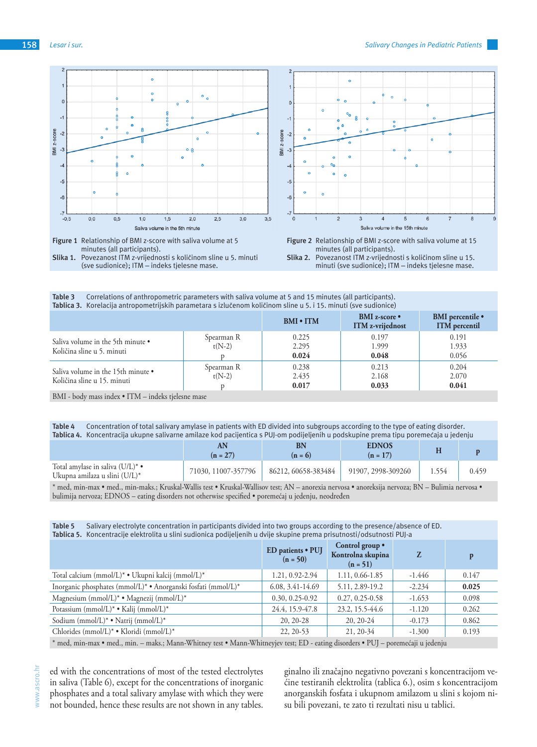**Figure 1** Relationship of BMI z-score with saliva volume at 5 minutes (all participants).
**Slika 1.** Povezanost ITM z-vrijednosti s količinom sline u 5. minuti (sve sudionice); ITM – indeks tjelesne mase.

**Figure 2** Relationship of BMI z-score with saliva volume at 15 minutes (all participants).
**Slika 2.** Povezanost ITM z-vrijednosti s količinom sline u 15. minuti (sve sudionice); ITM – indeks tjelesne mase.

**Table 3** Correlations of anthropometric parameters with saliva volume at 5 and 15 minutes (all participants).
**Tablica 3.** Korelacija antropometrijskih parametara s izlučenom količinom sline u 5. i 15. minuti (sve sudionice)

| | | BMI • ITM | BMI z-score • ITM z-vrijednost | BMI percentile • ITM percentil |
|---|---|---|---|---|
| Saliva volume in the 5th minute • Količina sline u 5. minuti | Spearman R | 0.225 | 0.197 | 0.191 |
| | t(N-2) | 2.295 | 1.999 | 1.933 |
| | p | **0.024** | **0.048** | 0.056 |
| Saliva volume in the 15th minute • Količina sline u 15. minuti | Spearman R | 0.238 | 0.213 | 0.204 |
| | t(N-2) | 2.435 | 2.168 | 2.070 |
| | p | **0.017** | **0.033** | **0.041** |

BMI - body mass index • ITM – indeks tjelesne mase

**Table 4** Concentration of total salivary amylase in patients with ED divided into subgroups according to the type of eating disorder.
**Tablica 4.** Koncentracija ukupne salivarne amilaze kod pacijentica s PUJ-om podijeljenih u podskupine prema tipu poremećaja u jedenju

| | AN (n = 27) | BN (n = 6) | EDNOS (n = 17) | H | p |
|---|---|---|---|---|---|
| Total amylase in saliva (U/L)* • Ukupna amilaza u slini (U/L)* | 71030, 11007-357796 | 86212, 60658-383484 | 91907, 2998-309260 | 1.554 | 0.459 |

\* med, min-max • med., min-maks.; Kruskal-Wallis test • Kruskal-Wallisov test; AN – anorexia nervosa • anoreksija nervoza; BN – Bulimia nervosa • bulimija nervoza; EDNOS – eating disorders not otherwise specified • poremećaj u jedenju, neodređen

**Table 5** Salivary electrolyte concentration in participants divided into two groups according to the presence/absence of ED.
**Tablica 5.** Koncentracije elektrolita u slini sudionica podijeljenih u dvije skupine prema prisutnosti/odsutnosti PUJ-a

| | ED patients • PUJ (n = 50) | Control group • Kontrolna skupina (n = 51) | Z | p |
|---|---|---|---|---|
| Total calcium (mmol/L)* • Ukupni kalcij (mmol/L)* | 1.21, 0.92-2.94 | 1.11, 0.66-1.85 | -1.446 | 0.147 |
| Inorganic phosphates (mmol/L)* • Anorganski fosfati (mmol/L)* | 6.08, 3.41-14.69 | 5.11, 2.89-19.2 | -2.234 | **0.025** |
| Magnesium (mmol/L)* • Magnezij (mmol/L)* | 0.30, 0.25-0.92 | 0.27, 0.25-0.58 | -1.653 | 0.098 |
| Potassium (mmol/L)* • Kalij (mmol/L)* | 24.4, 15.9-47.8 | 23.2, 15.5-44.6 | -1.120 | 0.262 |
| Sodium (mmol/L)* • Natrij (mmol/L)* | 20, 20-28 | 20, 20-24 | -0.173 | 0.862 |
| Chlorides (mmol/L)* • Kloridi (mmol/L)* | 22, 20-53 | 21, 20-34 | -1.300 | 0.193 |

\* med, min-max • med., min. – maks.; Mann-Whitney test • Mann-Whitneyjev test; ED - eating disorders • PUJ – poremećaji u jedenju

ed with the concentrations of most of the tested electrolytes in saliva (Table 6), except for the concentrations of inorganic phosphates and a total salivary amylase with which they were not bounded, hence these results are not shown in any tables.

ginalno ili značajno negativno povezani s koncentracijom veće testiranih elektrolita (tablica 6.), osim s koncentracijom anorganskih fosfata i ukupnom amilazom u slini s kojom nisu bili povezani, te zato ti rezultati nisu u tablici.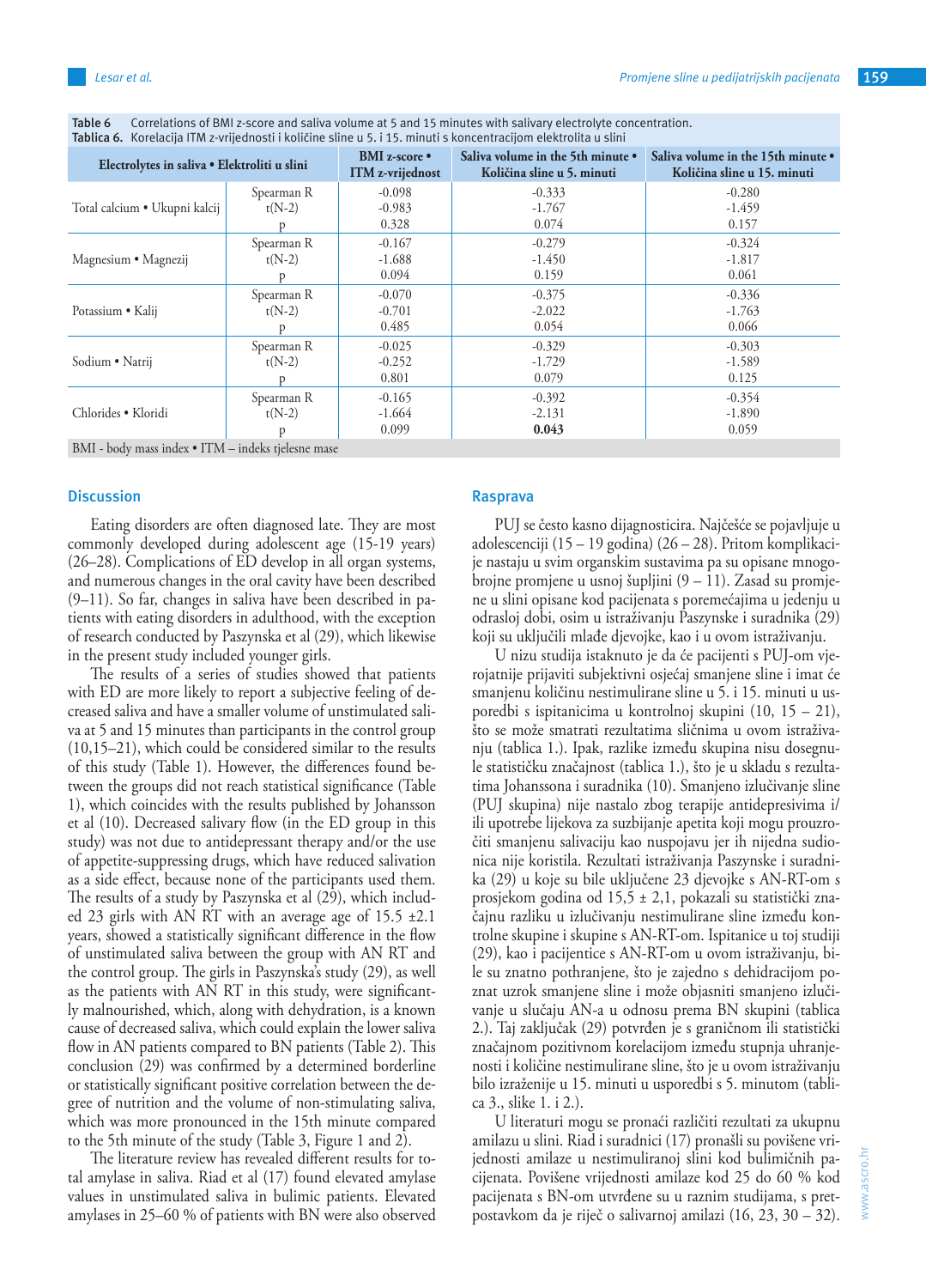Table 6 Correlations of BMI z-score and saliva volume at 5 and 15 minutes with salivary electrolyte concentration.
Tablica 6. Korelacija ITM z-vrijednosti i količine sline u 5. i 15. minuti s koncentracijom elektrolita u slini

| Electrolytes in saliva • Elektroliti u slini | | BMI z-score • ITM z-vrijednost | Saliva volume in the 5th minute • Količina sline u 5. minuti | Saliva volume in the 15th minute • Količina sline u 15. minuti |
|---|---|---|---|---|
| Total calcium • Ukupni kalcij | Spearman R | -0.098 | -0.333 | -0.280 |
| | t(N-2) | -0.983 | -1.767 | -1.459 |
| | p | 0.328 | 0.074 | 0.157 |
| Magnesium • Magnezij | Spearman R | -0.167 | -0.279 | -0.324 |
| | t(N-2) | -1.688 | -1.450 | -1.817 |
| | p | 0.094 | 0.159 | 0.061 |
| Potassium • Kalij | Spearman R | -0.070 | -0.375 | -0.336 |
| | t(N-2) | -0.701 | -2.022 | -1.763 |
| | p | 0.485 | 0.054 | 0.066 |
| Sodium • Natrij | Spearman R | -0.025 | -0.329 | -0.303 |
| | t(N-2) | -0.252 | -1.729 | -1.589 |
| | p | 0.801 | 0.079 | 0.125 |
| Chlorides • Kloridi | Spearman R | -0.165 | -0.392 | -0.354 |
| | t(N-2) | -1.664 | -2.131 | -1.890 |
| | p | 0.099 | **0.043** | 0.059 |

BMI - body mass index • ITM – indeks tjelesne mase

## Discussion

Eating disorders are often diagnosed late. They are most commonly developed during adolescent age (15-19 years) (26–28). Complications of ED develop in all organ systems, and numerous changes in the oral cavity have been described (9–11). So far, changes in saliva have been described in patients with eating disorders in adulthood, with the exception of research conducted by Paszynska et al (29), which likewise in the present study included younger girls.

The results of a series of studies showed that patients with ED are more likely to report a subjective feeling of decreased saliva and have a smaller volume of unstimulated saliva at 5 and 15 minutes than participants in the control group (10,15–21), which could be considered similar to the results of this study (Table 1). However, the differences found between the groups did not reach statistical significance (Table 1), which coincides with the results published by Johansson et al (10). Decreased salivary flow (in the ED group in this study) was not due to antidepressant therapy and/or the use of appetite-suppressing drugs, which have reduced salivation as a side effect, because none of the participants used them. The results of a study by Paszynska et al (29), which included 23 girls with AN RT with an average age of 15.5 ±2.1 years, showed a statistically significant difference in the flow of unstimulated saliva between the group with AN RT and the control group. The girls in Paszynska's study (29), as well as the patients with AN RT in this study, were significantly malnourished, which, along with dehydration, is a known cause of decreased saliva, which could explain the lower saliva flow in AN patients compared to BN patients (Table 2). This conclusion (29) was confirmed by a determined borderline or statistically significant positive correlation between the degree of nutrition and the volume of non-stimulating saliva, which was more pronounced in the 15th minute compared to the 5th minute of the study (Table 3, Figure 1 and 2).

The literature review has revealed different results for total amylase in saliva. Riad et al (17) found elevated amylase values in unstimulated saliva in bulimic patients. Elevated amylases in 25–60 % of patients with BN were also observed

## Rasprava

PUJ se često kasno dijagnosticira. Najčešće se pojavljuje u adolescenciji (15 – 19 godina) (26 – 28). Pritom komplikacije nastaju u svim organskim sustavima pa su opisane mnogobrojne promjene u usnoj šupljini (9 – 11). Zasad su promjene u slini opisane kod pacijenata s poremećajima u jedenju u odrasloj dobi, osim u istraživanju Paszynske i suradnika (29) koji su uključili mlađe djevojke, kao i u ovom istraživanju.

U nizu studija istaknuto je da će pacijenti s PUJ-om vjerojatnije prijaviti subjektivni osjećaj smanjene sline i imat će smanjenu količinu nestimulirane sline u 5. i 15. minuti u usporedbi s ispitanicima u kontrolnoj skupini (10, 15 – 21), što se može smatrati rezultatima sličnima u ovom istraživanju (tablica 1.). Ipak, razlike između skupina nisu dosegnule statističku značajnost (tablica 1.), što je u skladu s rezultatima Johanssona i suradnika (10). Smanjeno izlučivanje sline (PUJ skupina) nije nastalo zbog terapije antidepresivima i/ili upotrebe lijekova za suzbijanje apetita koji mogu prouzročiti smanjenu salivaciju kao nuspojavu jer ih nijedna sudionica nije koristila. Rezultati istraživanja Paszynske i suradnika (29) u koje su bile uključene 23 djevojke s AN-RT-om s prosjekom godina od 15,5 ± 2,1, pokazali su statistički značajnu razliku u izlučivanju nestimulirane sline između kontrolne skupine i skupine s AN-RT-om. Ispitanice u toj studiji (29), kao i pacijentice s AN-RT-om u ovom istraživanju, bile su znatno pothranjene, što je zajedno s dehidracijom poznat uzrok smanjene sline i može objasniti smanjeno izlučivanje u slučaju AN-a u odnosu prema BN skupini (tablica 2.). Taj zaključak (29) potvrđen je s graničnom ili statistički značajnom pozitivnom korelacijom između stupnja uhranjenosti i količine nestimulirane sline, što je u ovom istraživanju bilo izraženije u 15. minuti u usporedbi s 5. minutom (tablica 3., slike 1. i 2.).

U literaturi mogu se pronaći različiti rezultati za ukupnu amilazu u slini. Riad i suradnici (17) pronašli su povišene vrijednosti amilaze u nestimuliranoj slini kod bulimičnih pacijenata. Povišene vrijednosti amilaze kod 25 do 60 % kod pacijenata s BN-om utvrđene su u raznim studijama, s pretpostavkom da je riječ o salivarnoj amilazi (16, 23, 30 – 32).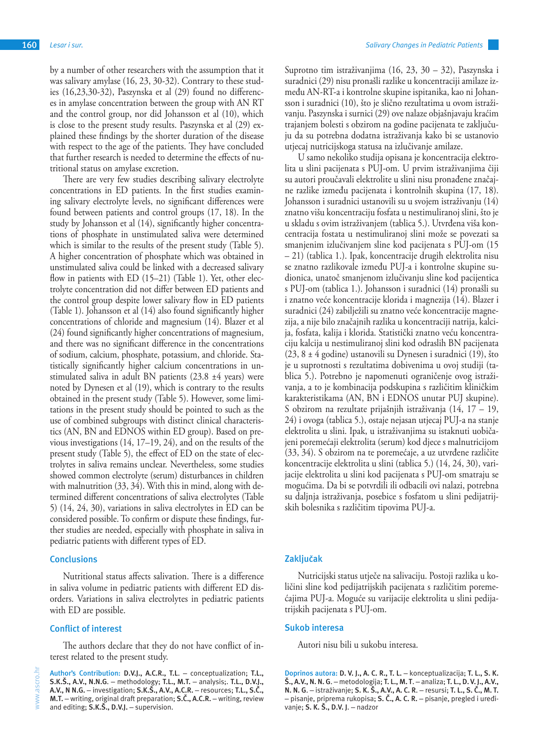by a number of other researchers with the assumption that it was salivary amylase (16, 23, 30-32). Contrary to these studies (16,23,30-32), Paszynska et al (29) found no differences in amylase concentration between the group with AN RT and the control group, nor did Johansson et al (10), which is close to the present study results. Paszynska et al (29) explained these findings by the shorter duration of the disease with respect to the age of the patients. They have concluded that further research is needed to determine the effects of nutritional status on amylase excretion.

There are very few studies describing salivary electrolyte concentrations in ED patients. In the first studies examining salivary electrolyte levels, no significant differences were found between patients and control groups (17, 18). In the study by Johansson et al (14), significantly higher concentrations of phosphate in unstimulated saliva were determined which is similar to the results of the present study (Table 5). A higher concentration of phosphate which was obtained in unstimulated saliva could be linked with a decreased salivary flow in patients with ED (15–21) (Table 1). Yet, other electrolyte concentration did not differ between ED patients and the control group despite lower salivary flow in ED patients (Table 1). Johansson et al (14) also found significantly higher concentrations of chloride and magnesium (14). Blazer et al (24) found significantly higher concentrations of magnesium, and there was no significant difference in the concentrations of sodium, calcium, phosphate, potassium, and chloride. Statistically significantly higher calcium concentrations in unstimulated saliva in adult BN patients (23.8 ±4 years) were noted by Dynesen et al (19), which is contrary to the results obtained in the present study (Table 5). However, some limitations in the present study should be pointed to such as the use of combined subgroups with distinct clinical characteristics (AN, BN and EDNOS within ED group). Based on previous investigations (14, 17–19, 24), and on the results of the present study (Table 5), the effect of ED on the state of electrolytes in saliva remains unclear. Nevertheless, some studies showed common electrolyte (serum) disturbances in children with malnutrition (33, 34). With this in mind, along with determined different concentrations of saliva electrolytes (Table 5) (14, 24, 30), variations in saliva electrolytes in ED can be considered possible. To confirm or dispute these findings, further studies are needed, especially with phosphate in saliva in pediatric patients with different types of ED.

## Conclusions

Nutritional status affects salivation. There is a difference in saliva volume in pediatric patients with different ED disorders. Variations in saliva electrolytes in pediatric patients with ED are possible.

## Conflict of interest

The authors declare that they do not have conflict of interest related to the present study.

**Author's Contribution: D.V.J., A.C.R., T.L.** – conceptualization; **T.L., S.K.Š., A.V., N.N.G.** – methodology; **T.L., M.T.** – analysis;. **T.L., D.V.J., A.V., N N.G.** – investigation; **S.K.Š., A.V., A.C.R.** – resources; **T.L., S.Č., M.T.** – writing, original draft preparation; **S.Č., A.C.R.** – writing, review and editing; **S.K.Š., D.V.J.** – supervision.

Suprotno tim istraživanjima (16, 23, 30 – 32), Paszynska i suradnici (29) nisu pronašli razlike u koncentraciji amilaze između AN-RT-a i kontrolne skupine ispitanika, kao ni Johansson i suradnici (10), što je slično rezultatima u ovom istraživanju. Paszynska i surnici (29) ove nalaze objašnjavaju kraćim trajanjem bolesti s obzirom na godine pacijenata te zaključuju da su potrebna dodatna istraživanja kako bi se ustanovio utjecaj nutricijskoga statusa na izlučivanje amilaze.

U samo nekoliko studija opisana je koncentracija elektrolita u slini pacijenata s PUJ-om. U prvim istraživanjima čiji su autori proučavali elektrolite u slini nisu pronađene značajne razlike između pacijenata i kontrolnih skupina (17, 18). Johansson i suradnici ustanovili su u svojem istraživanju (14) znatno višu koncentraciju fosfata u nestimuliranoj slini, što je u skladu s ovim istraživanjem (tablica 5.). Utvrđena viša koncentracija fostata u nestimuliranoj slini može se povezati sa smanjenim izlučivanjem sline kod pacijenata s PUJ-om (15 – 21) (tablica 1.). Ipak, koncentracije drugih elektrolita nisu se znatno razlikovale između PUJ-a i kontrolne skupine sudionica, unatoč smanjenom izlučivanju sline kod pacijentica s PUJ-om (tablica 1.). Johansson i suradnici (14) pronašli su i znatno veće koncentracije klorida i magnezija (14). Blazer i suradnici (24) zabilježili su znatno veće koncentracije magnezija, a nije bilo značajnih razlika u koncentraciji natrija, kalcija, fosfata, kalija i klorida. Statistički znatno veću koncentraciju kalcija u nestimuliranoj slini kod odraslih BN pacijenata (23, 8 ± 4 godine) ustanovili su Dynesen i suradnici (19), što je u suprotnosti s rezultatima dobivenima u ovoj studiji (tablica 5.). Potrebno je napomenuti ograničenje ovog istraživanja, a to je kombinacija podskupina s različitim kliničkim karakteristikama (AN, BN i EDNOS unutar PUJ skupine). S obzirom na rezultate prijašnjih istraživanja (14, 17 – 19, 24) i ovoga (tablica 5.), ostaje nejasan utjecaj PUJ-a na stanje elektrolita u slini. Ipak, u istraživanjima su istaknuti uobičajeni poremećaji elektrolita (serum) kod djece s malnutricijom (33, 34). S obzirom na te poremećaje, a uz utvrđene različite koncentracije elektrolita u slini (tablica 5.) (14, 24, 30), varijacije elektrolita u slini kod pacijenata s PUJ-om smatraju se mogućima. Da bi se potvrdili ili odbacili ovi nalazi, potrebna su daljnja istraživanja, posebice s fosfatom u slini pedijatrijskih bolesnika s različitim tipovima PUJ-a.

## Zaključak

Nutricijski status utječe na salivaciju. Postoji razlika u količini sline kod pedijatrijskih pacijenata s različitim poremećajima PUJ-a. Moguće su varijacije elektrolita u slini pedijatrijskih pacijenata s PUJ-om.

## Sukob interesa

Autori nisu bili u sukobu interesa.

**Doprinos autora: D. V. J., A. C. R., T. L.** – konceptualizacija; **T. L., S. K. Š., A.V., N. N. G.** – metodologija; **T. L., M. T.** – analiza; **T. L., D. V. J., A.V., N. N. G.** – istraživanje; **S. K. Š., A.V., A. C. R.** – resursi; **T. L., S. Č., M. T.** – pisanje, priprema rukopisa; **S. Č., A. C. R.** – pisanje, pregled i uređivanje; **S. K. Š., D.V. J.** – nadzor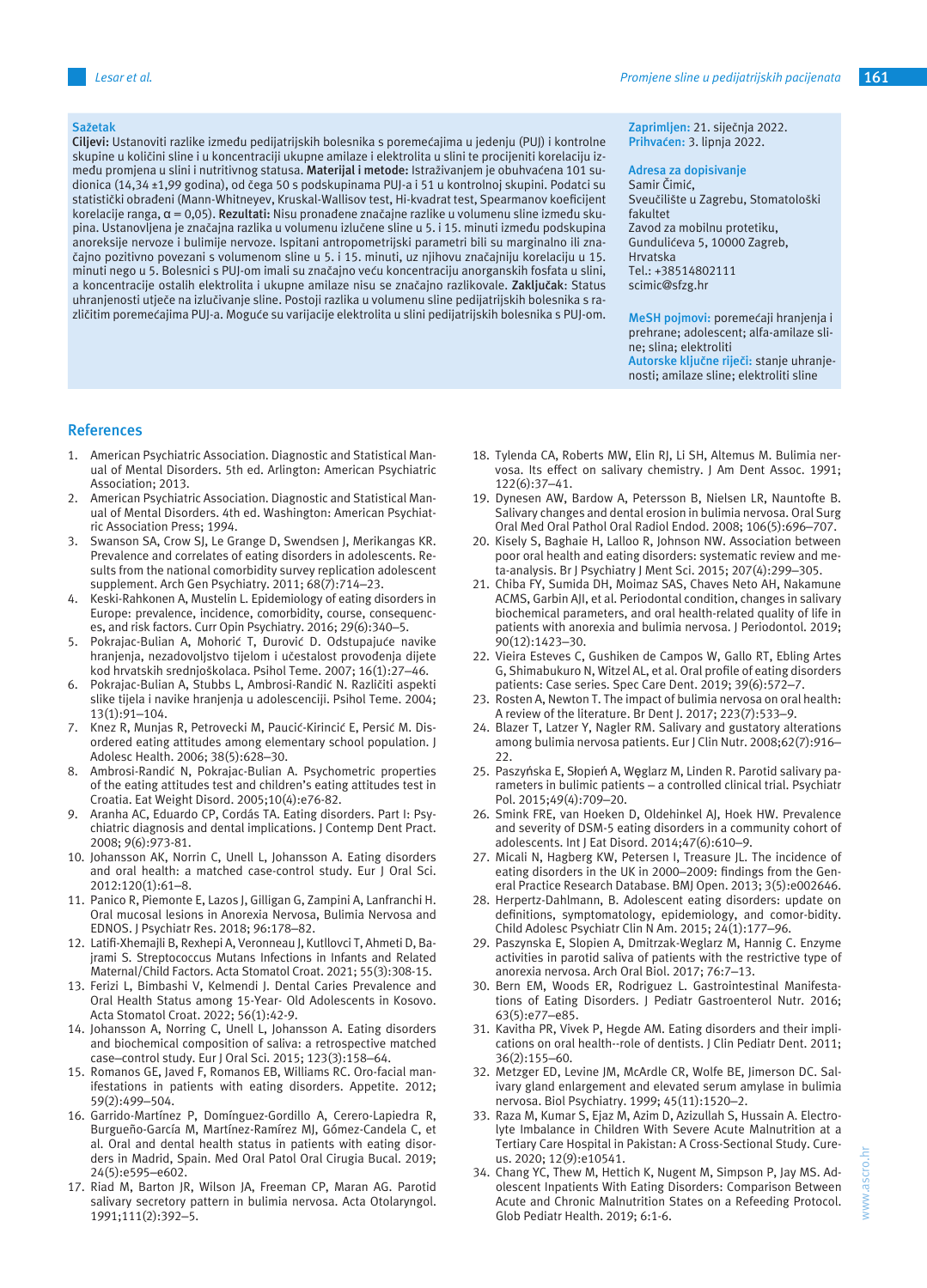## Sažetak

**Ciljevi:** Ustanoviti razlike između pedijatrijskih bolesnika s poremećajima u jedenju (PUJ) i kontrolne skupine u količini sline i u koncentraciji ukupne amilaze i elektrolita u slini te procijeniti korelaciju između promjena u slini i nutritivnog statusa. **Materijal i metode:** Istraživanjem je obuhvaćena 101 sudionica (14,34 ±1,99 godina), od čega 50 s podskupinama PUJ-a i 51 u kontrolnoj skupini. Podatci su statistički obrađeni (Mann-Whitneyev, Kruskal-Wallisov test, Hi-kvadrat test, Spearmanov koeficijent korelacije ranga, α = 0,05). **Rezultati:** Nisu pronađene značajne razlike u volumenu sline između skupina. Ustanovljena je značajna razlika u volumenu izlučene sline u 5. i 15. minuti između podskupina anoreksije nervoze i bulimije nervoze. Ispitani antropometrijski parametri bili su marginalno ili značajno pozitivno povezani s volumenom sline u 5. i 15. minuti, uz njihovu značajniju korelaciju u 15. minuti nego u 5. Bolesnici s PUJ-om imali su značajno veću koncentraciju anorganskih fosfata u slini, a koncentracije ostalih elektrolita i ukupne amilaze nisu se značajno razlikovale. **Zaključak**: Status uhranjenosti utječe na izlučivanje sline. Postoji razlika u volumenu sline pedijatrijskih bolesnika s različitim poremećajima PUJ-a. Moguće su varijacije elektrolita u slini pedijatrijskih bolesnika s PUJ-om.

**Zaprimljen:** 21. siječnja 2022.
**Prihvaćen:** 3. lipnja 2022.

**Adresa za dopisivanje**
Samir Čimić,
Sveučilište u Zagrebu, Stomatološki fakultet
Zavod za mobilnu protetiku,
Gundulićeva 5, 10000 Zagreb,
Hrvatska
Tel.: +38514802111
scimic@sfzg.hr

**MeSH pojmovi:** poremećaji hranjenja i prehrane; adolescent; alfa-amilaze sline; slina; elektroliti
**Autorske ključne riječi:** stanje uhranjenosti; amilaze sline; elektroliti sline

## References

1. American Psychiatric Association. Diagnostic and Statistical Manual of Mental Disorders. 5th ed. Arlington: American Psychiatric Association; 2013.
2. American Psychiatric Association. Diagnostic and Statistical Manual of Mental Disorders. 4th ed. Washington: American Psychiatric Association Press; 1994.
3. Swanson SA, Crow SJ, Le Grange D, Swendsen J, Merikangas KR. Prevalence and correlates of eating disorders in adolescents. Results from the national comorbidity survey replication adolescent supplement. Arch Gen Psychiatry. 2011; 68(7):714–23.
4. Keski-Rahkonen A, Mustelin L. Epidemiology of eating disorders in Europe: prevalence, incidence, comorbidity, course, consequences, and risk factors. Curr Opin Psychiatry. 2016; 29(6):340–5.
5. Pokrajac-Bulian A, Mohorić T, Durović D. Odstupajuće navike hranjenja, nezadovoljstvo tijelom i učestalost provođenja dijete kod hrvatskih srednjoškolaca. Psihol Teme. 2007; 16(1):27–46.
6. Pokrajac-Bulian A, Stubbs L, Ambrosi-Randić N. Različiti aspekti slike tijela i navike hranjenja u adolescenciji. Psihol Teme. 2004; 13(1):91–104.
7. Knez R, Munjas R, Petrovecki M, Paucić-Kirincić E, Persić M. Disordered eating attitudes among elementary school population. J Adolesc Health. 2006; 38(5):628–30.
8. Ambrosi-Randić N, Pokrajac-Bulian A. Psychometric properties of the eating attitudes test and children's eating attitudes test in Croatia. Eat Weight Disord. 2005;10(4):e76-82.
9. Aranha AC, Eduardo CP, Cordás TA. Eating disorders. Part I: Psychiatric diagnosis and dental implications. J Contemp Dent Pract. 2008; 9(6):973-81.
10. Johansson AK, Norrin C, Unell L, Johansson A. Eating disorders and oral health: a matched case-control study. Eur J Oral Sci. 2012:120(1):61–8.
11. Panico R, Piemonte E, Lazos J, Gilligan G, Zampini A, Lanfranchi H. Oral mucosal lesions in Anorexia Nervosa, Bulimia Nervosa and EDNOS. J Psychiatr Res. 2018; 96:178–82.
12. Latifi-Xhemajli B, Rexhepi A, Veronneau J, Kutllovci T, Ahmeti D, Bajrami S. Streptococcus Mutans Infections in Infants and Related Maternal/Child Factors. Acta Stomatol Croat. 2021; 55(3):308-15.
13. Ferizi L, Bimbashi V, Kelmendi J. Dental Caries Prevalence and Oral Health Status among 15-Year- Old Adolescents in Kosovo. Acta Stomatol Croat. 2022; 56(1):42-9.
14. Johansson A, Norring C, Unell L, Johansson A. Eating disorders and biochemical composition of saliva: a retrospective matched case–control study. Eur J Oral Sci. 2015; 123(3):158–64.
15. Romanos GE, Javed F, Romanos EB, Williams RC. Oro-facial manifestations in patients with eating disorders. Appetite. 2012; 59(2):499–504.
16. Garrido-Martínez P, Domínguez-Gordillo A, Cerero-Lapiedra R, Burgueño-García M, Martínez-Ramírez MJ, Gómez-Candela C, et al. Oral and dental health status in patients with eating disorders in Madrid, Spain. Med Oral Patol Oral Cirugia Bucal. 2019; 24(5):e595–e602.
17. Riad M, Barton JR, Wilson JA, Freeman CP, Maran AG. Parotid salivary secretory pattern in bulimia nervosa. Acta Otolaryngol. 1991;111(2):392–5.
18. Tylenda CA, Roberts MW, Elin RJ, Li SH, Altemus M. Bulimia nervosa. Its effect on salivary chemistry. J Am Dent Assoc. 1991; 122(6):37–41.
19. Dynesen AW, Bardow A, Petersson B, Nielsen LR, Nauntofte B. Salivary changes and dental erosion in bulimia nervosa. Oral Surg Oral Med Oral Pathol Oral Radiol Endod. 2008; 106(5):696–707.
20. Kisely S, Baghaie H, Lalloo R, Johnson NW. Association between poor oral health and eating disorders: systematic review and meta-analysis. Br J Psychiatry J Ment Sci. 2015; 207(4):299–305.
21. Chiba FY, Sumida DH, Moimaz SAS, Chaves Neto AH, Nakamune ACMS, Garbin AJI, et al. Periodontal condition, changes in salivary biochemical parameters, and oral health-related quality of life in patients with anorexia and bulimia nervosa. J Periodontol. 2019; 90(12):1423–30.
22. Vieira Esteves C, Gushiken de Campos W, Gallo RT, Ebling Artes G, Shimabukuro N, Witzel AL, et al. Oral profile of eating disorders patients: Case series. Spec Care Dent. 2019; 39(6):572–7.
23. Rosten A, Newton T. The impact of bulimia nervosa on oral health: A review of the literature. Br Dent J. 2017; 223(7):533–9.
24. Blazer T, Latzer Y, Nagler RM. Salivary and gustatory alterations among bulimia nervosa patients. Eur J Clin Nutr. 2008;62(7):916–22.
25. Paszyńska E, Słopień A, Węglarz M, Linden R. Parotid salivary parameters in bulimic patients – a controlled clinical trial. Psychiatr Pol. 2015;49(4):709–20.
26. Smink FRE, van Hoeken D, Oldehinkel AJ, Hoek HW. Prevalence and severity of DSM-5 eating disorders in a community cohort of adolescents. Int J Eat Disord. 2014;47(6):610–9.
27. Micali N, Hagberg KW, Petersen I, Treasure JL. The incidence of eating disorders in the UK in 2000–2009: findings from the General Practice Research Database. BMJ Open. 2013; 3(5):e002646.
28. Herpertz-Dahlmann, B. Adolescent eating disorders: update on definitions, symptomatology, epidemiology, and comor-bidity. Child Adolesc Psychiatr Clin N Am. 2015; 24(1):177–96.
29. Paszynska E, Slopien A, Dmitrzak-Weglarz M, Hannig C. Enzyme activities in parotid saliva of patients with the restrictive type of anorexia nervosa. Arch Oral Biol. 2017; 76:7–13.
30. Bern EM, Woods ER, Rodriguez L. Gastrointestinal Manifestations of Eating Disorders. J Pediatr Gastroenterol Nutr. 2016; 63(5):e77–e85.
31. Kavitha PR, Vivek P, Hegde AM. Eating disorders and their implications on oral health--role of dentists. J Clin Pediatr Dent. 2011; 36(2):155–60.
32. Metzger ED, Levine JM, McArdle CR, Wolfe BE, Jimerson DC. Salivary gland enlargement and elevated serum amylase in bulimia nervosa. Biol Psychiatry. 1999; 45(11):1520–2.
33. Raza M, Kumar S, Ejaz M, Azim D, Azizullah S, Hussain A. Electrolyte Imbalance in Children With Severe Acute Malnutrition at a Tertiary Care Hospital in Pakistan: A Cross-Sectional Study. Cureus. 2020; 12(9):e10541.
34. Chang YC, Thew M, Hettich K, Nugent M, Simpson P, Jay MS. Adolescent Inpatients With Eating Disorders: Comparison Between Acute and Chronic Malnutrition States on a Refeeding Protocol. Glob Pediatr Health. 2019; 6:1-6.